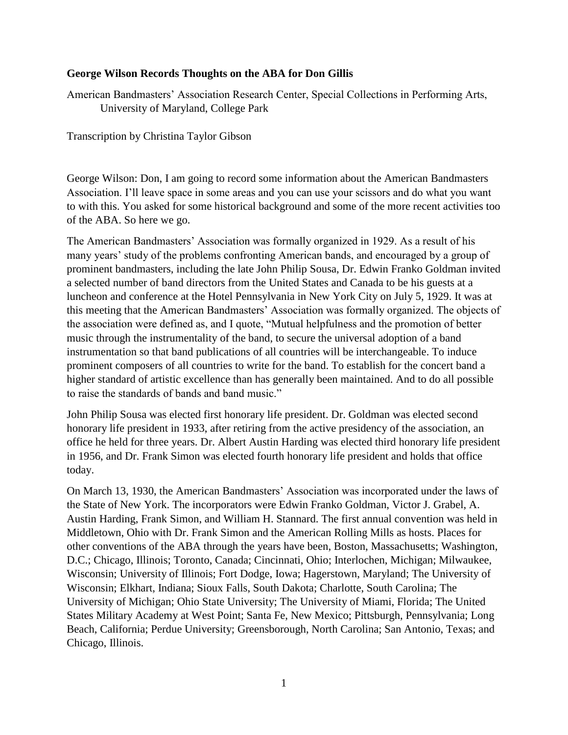**George Wilson Records Thoughts on the ABA for Don Gillis**

American Bandmasters' Association Research Center, Special Collections in Performing Arts, University of Maryland, College Park

Transcription by Christina Taylor Gibson

George Wilson: Don, I am going to record some information about the American Bandmasters Association. I'll leave space in some areas and you can use your scissors and do what you want to with this. You asked for some historical background and some of the more recent activities too of the ABA. So here we go.

The American Bandmasters' Association was formally organized in 1929. As a result of his many years' study of the problems confronting American bands, and encouraged by a group of prominent bandmasters, including the late John Philip Sousa, Dr. Edwin Franko Goldman invited a selected number of band directors from the United States and Canada to be his guests at a luncheon and conference at the Hotel Pennsylvania in New York City on July 5, 1929. It was at this meeting that the American Bandmasters' Association was formally organized. The objects of the association were defined as, and I quote, "Mutual helpfulness and the promotion of better music through the instrumentality of the band, to secure the universal adoption of a band instrumentation so that band publications of all countries will be interchangeable. To induce prominent composers of all countries to write for the band. To establish for the concert band a higher standard of artistic excellence than has generally been maintained. And to do all possible to raise the standards of bands and band music."

John Philip Sousa was elected first honorary life president. Dr. Goldman was elected second honorary life president in 1933, after retiring from the active presidency of the association, an office he held for three years. Dr. Albert Austin Harding was elected third honorary life president in 1956, and Dr. Frank Simon was elected fourth honorary life president and holds that office today.

On March 13, 1930, the American Bandmasters' Association was incorporated under the laws of the State of New York. The incorporators were Edwin Franko Goldman, Victor J. Grabel, A. Austin Harding, Frank Simon, and William H. Stannard. The first annual convention was held in Middletown, Ohio with Dr. Frank Simon and the American Rolling Mills as hosts. Places for other conventions of the ABA through the years have been, Boston, Massachusetts; Washington, D.C.; Chicago, Illinois; Toronto, Canada; Cincinnati, Ohio; Interlochen, Michigan; Milwaukee, Wisconsin; University of Illinois; Fort Dodge, Iowa; Hagerstown, Maryland; The University of Wisconsin; Elkhart, Indiana; Sioux Falls, South Dakota; Charlotte, South Carolina; The University of Michigan; Ohio State University; The University of Miami, Florida; The United States Military Academy at West Point; Santa Fe, New Mexico; Pittsburgh, Pennsylvania; Long Beach, California; Perdue University; Greensborough, North Carolina; San Antonio, Texas; and Chicago, Illinois.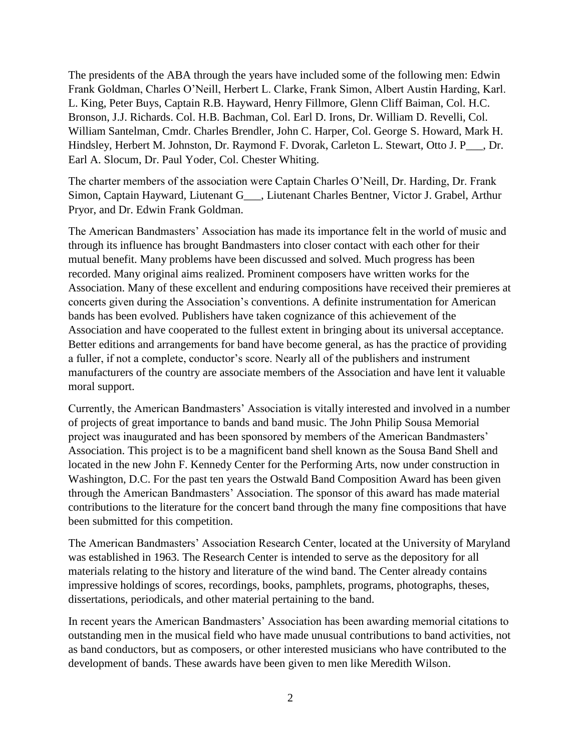The presidents of the ABA through the years have included some of the following men: Edwin Frank Goldman, Charles O'Neill, Herbert L. Clarke, Frank Simon, Albert Austin Harding, Karl. L. King, Peter Buys, Captain R.B. Hayward, Henry Fillmore, Glenn Cliff Baiman, Col. H.C. Bronson, J.J. Richards. Col. H.B. Bachman, Col. Earl D. Irons, Dr. William D. Revelli, Col. William Santelman, Cmdr. Charles Brendler, John C. Harper, Col. George S. Howard, Mark H. Hindsley, Herbert M. Johnston, Dr. Raymond F. Dvorak, Carleton L. Stewart, Otto J. P___, Dr. Earl A. Slocum, Dr. Paul Yoder, Col. Chester Whiting.

The charter members of the association were Captain Charles O'Neill, Dr. Harding, Dr. Frank Simon, Captain Hayward, Liutenant G___, Liutenant Charles Bentner, Victor J. Grabel, Arthur Pryor, and Dr. Edwin Frank Goldman.

The American Bandmasters' Association has made its importance felt in the world of music and through its influence has brought Bandmasters into closer contact with each other for their mutual benefit. Many problems have been discussed and solved. Much progress has been recorded. Many original aims realized. Prominent composers have written works for the Association. Many of these excellent and enduring compositions have received their premieres at concerts given during the Association's conventions. A definite instrumentation for American bands has been evolved. Publishers have taken cognizance of this achievement of the Association and have cooperated to the fullest extent in bringing about its universal acceptance. Better editions and arrangements for band have become general, as has the practice of providing a fuller, if not a complete, conductor's score. Nearly all of the publishers and instrument manufacturers of the country are associate members of the Association and have lent it valuable moral support.

Currently, the American Bandmasters' Association is vitally interested and involved in a number of projects of great importance to bands and band music. The John Philip Sousa Memorial project was inaugurated and has been sponsored by members of the American Bandmasters' Association. This project is to be a magnificent band shell known as the Sousa Band Shell and located in the new John F. Kennedy Center for the Performing Arts, now under construction in Washington, D.C. For the past ten years the Ostwald Band Composition Award has been given through the American Bandmasters' Association. The sponsor of this award has made material contributions to the literature for the concert band through the many fine compositions that have been submitted for this competition.

The American Bandmasters' Association Research Center, located at the University of Maryland was established in 1963. The Research Center is intended to serve as the depository for all materials relating to the history and literature of the wind band. The Center already contains impressive holdings of scores, recordings, books, pamphlets, programs, photographs, theses, dissertations, periodicals, and other material pertaining to the band.

In recent years the American Bandmasters' Association has been awarding memorial citations to outstanding men in the musical field who have made unusual contributions to band activities, not as band conductors, but as composers, or other interested musicians who have contributed to the development of bands. These awards have been given to men like Meredith Wilson.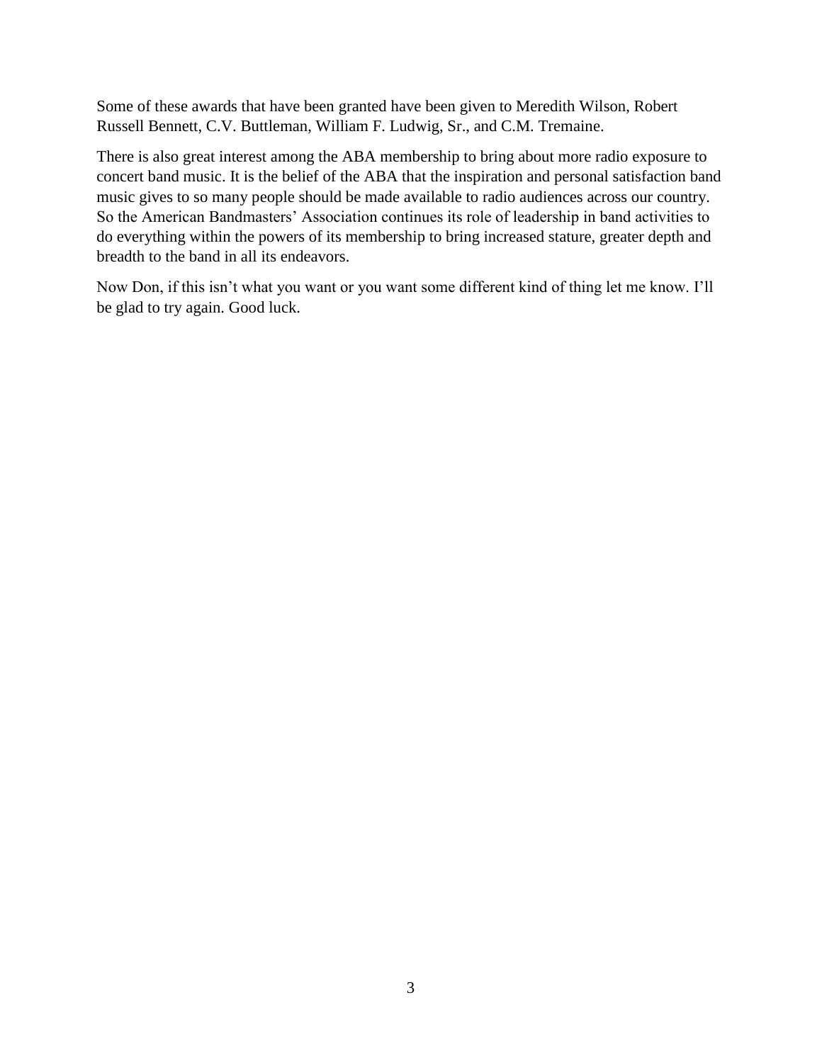Some of these awards that have been granted have been given to Meredith Wilson, Robert Russell Bennett, C.V. Buttleman, William F. Ludwig, Sr., and C.M. Tremaine.

There is also great interest among the ABA membership to bring about more radio exposure to concert band music. It is the belief of the ABA that the inspiration and personal satisfaction band music gives to so many people should be made available to radio audiences across our country. So the American Bandmasters' Association continues its role of leadership in band activities to do everything within the powers of its membership to bring increased stature, greater depth and breadth to the band in all its endeavors.

Now Don, if this isn't what you want or you want some different kind of thing let me know. I'll be glad to try again. Good luck.